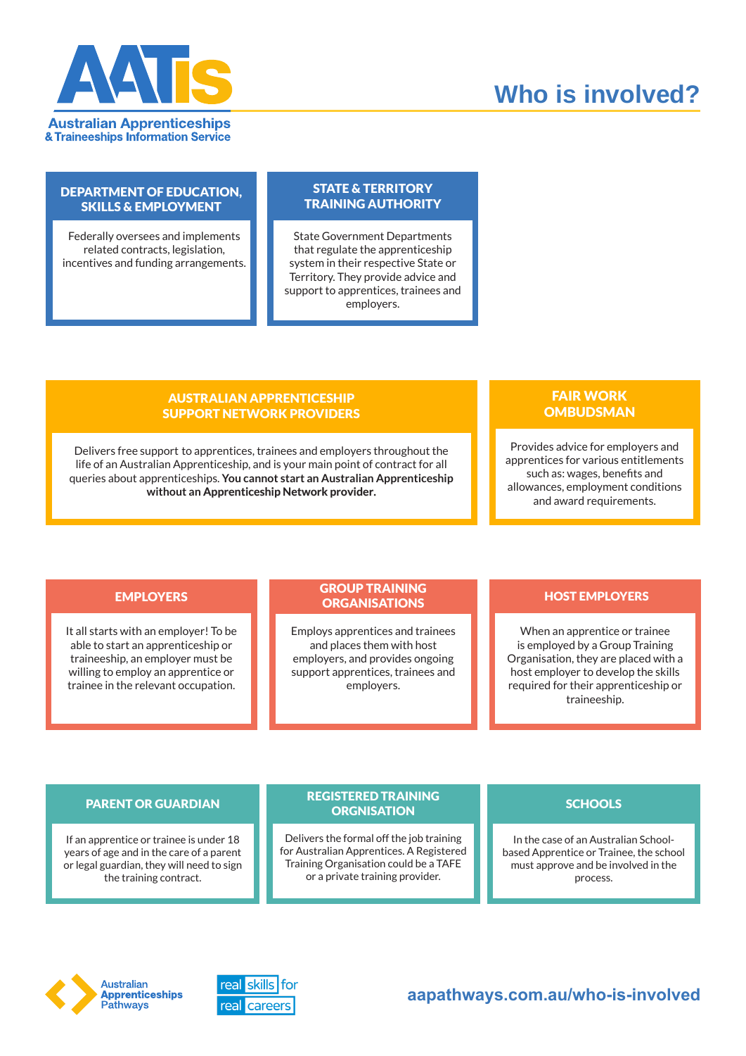**AATis**

**Australian Apprenticeships & Traineeships Information Service**

# Who is involved?

## DEPARTMENT OF EDUCATION, SKILLS & EMPLOYMENT

Federally oversees and implements related contracts, legislation, incentives and funding arrangements.

## STATE & TERRITORY TRAINING AUTHORITY

State Government Departments that regulate the apprenticeship system in their respective State or Territory. They provide advice and support to apprentices, trainees and employers.

## AUSTRALIAN APPRENTICESHIP SUPPORT NETWORK PROVIDERS

Delivers free support to apprentices, trainees and employers throughout the life of an Australian Apprenticeship, and is your main point of contract for all queries about apprenticeships. **You cannot start an Australian Apprenticeship without an Apprenticeship Network provider.**

## FAIR WORK OMBUDSMAN

Provides advice for employers and apprentices for various entitlements such as: wages, benefits and allowances, employment conditions and award requirements.

## EMPLOYERS

It all starts with an employer! To be able to start an apprenticeship or traineeship, an employer must be willing to employ an apprentice or trainee in the relevant occupation.

## GROUP TRAINING ORGANISATIONS

Employs apprentices and trainees and places them with host employers, and provides ongoing support apprentices, trainees and employers.

## HOST EMPLOYERS

When an apprentice or trainee is employed by a Group Training Organisation, they are placed with a host employer to develop the skills required for their apprenticeship or traineeship.

## PARENT OR GUARDIAN

If an apprentice or trainee is under 18 years of age and in the care of a parent or legal guardian, they will need to sign the training contract.

## REGISTERED TRAINING ORGNISATION

Delivers the formal off the job training for Australian Apprentices. A Registered Training Organisation could be a TAFE or a private training provider.

## SCHOOLS

In the case of an Australian School-based Apprentice or Trainee, the school must approve and be involved in the process.

Australian Apprenticeships Pathways

real skills for real careers

aapathways.com.au/who-is-involved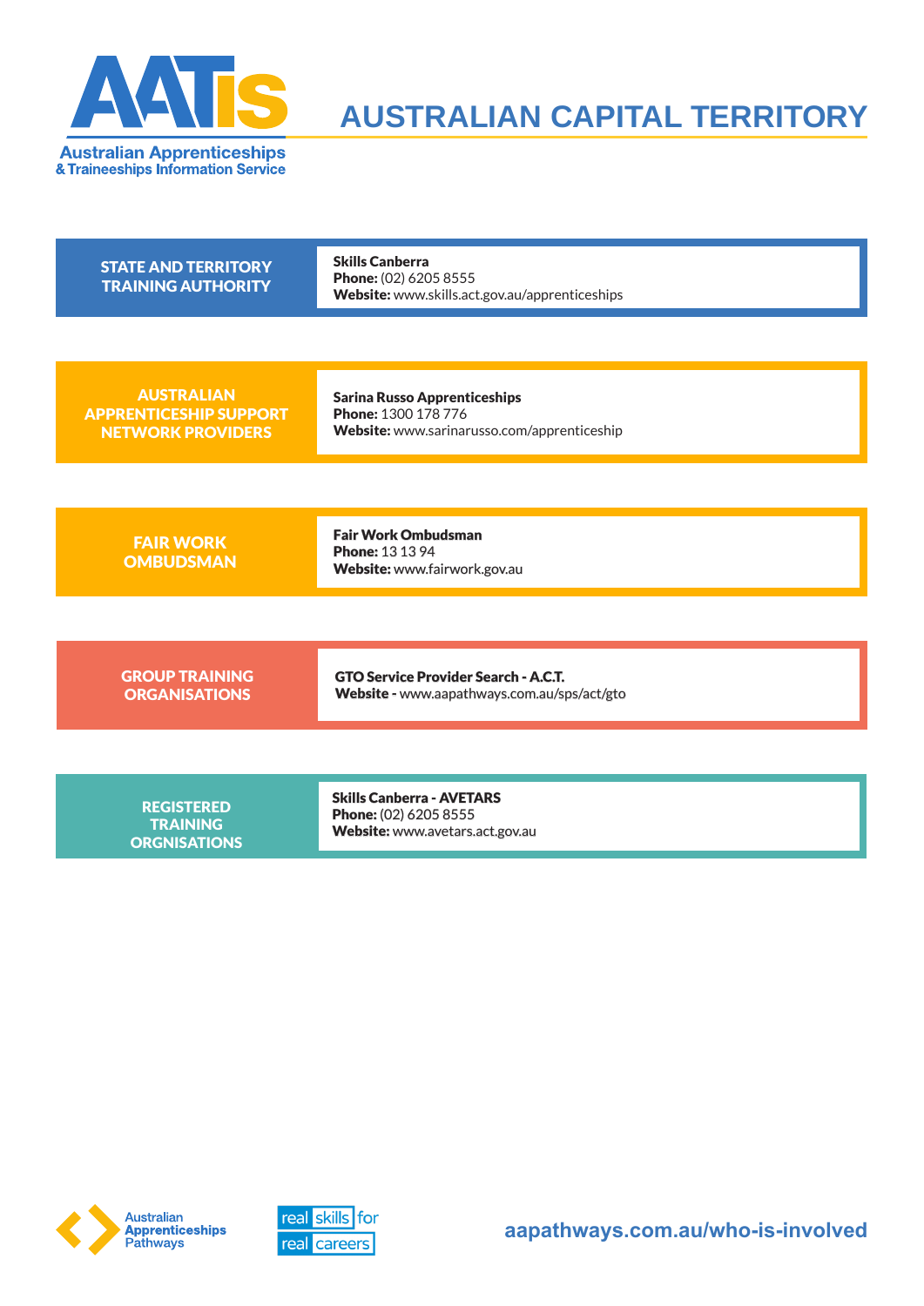# AUSTRALIAN CAPITAL TERRITORY

## STATE AND TERRITORY TRAINING AUTHORITY

**Skills Canberra**
**Phone:** (02) 6205 8555
**Website:** www.skills.act.gov.au/apprenticeships

## AUSTRALIAN APPRENTICESHIP SUPPORT NETWORK PROVIDERS

**Sarina Russo Apprenticeships**
**Phone:** 1300 178 776
**Website:** www.sarinarusso.com/apprenticeship

## FAIR WORK OMBUDSMAN

**Fair Work Ombudsman**
**Phone:** 13 13 94
**Website:** www.fairwork.gov.au

## GROUP TRAINING ORGANISATIONS

**GTO Service Provider Search - A.C.T.**
**Website -** www.aapathways.com.au/sps/act/gto

## REGISTERED TRAINING ORGNISATIONS

**Skills Canberra - AVETARS**
**Phone:** (02) 6205 8555
**Website:** www.avetars.act.gov.au

aapathways.com.au/who-is-involved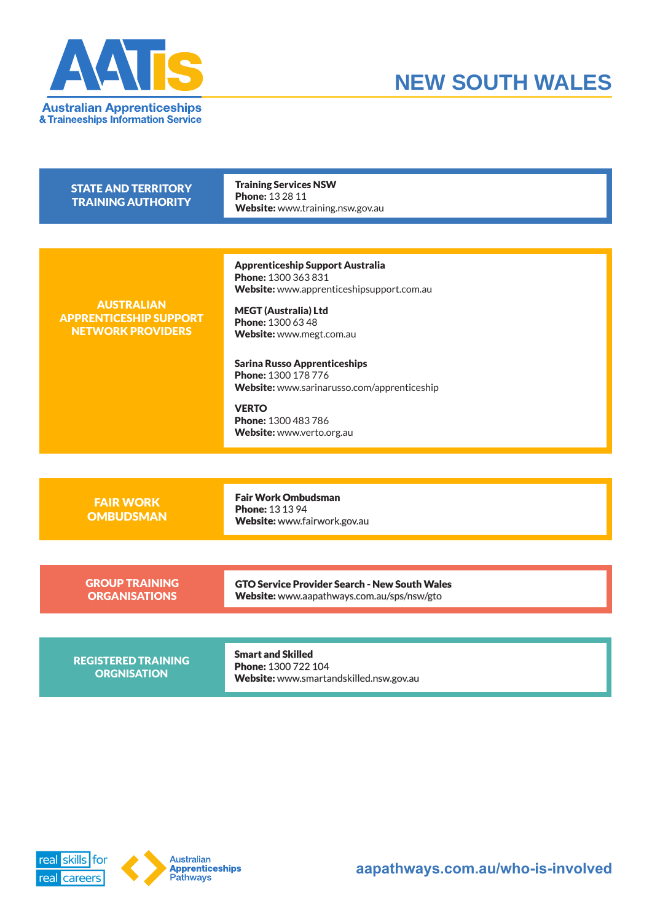# NEW SOUTH WALES

## STATE AND TERRITORY TRAINING AUTHORITY

**Training Services NSW**
**Phone:** 13 28 11
**Website:** www.training.nsw.gov.au

## AUSTRALIAN APPRENTICESHIP SUPPORT NETWORK PROVIDERS

**Apprenticeship Support Australia**
**Phone:** 1300 363 831
**Website:** www.apprenticeshipsupport.com.au

**MEGT (Australia) Ltd**
**Phone:** 1300 63 48
**Website:** www.megt.com.au

**Sarina Russo Apprenticeships**
**Phone:** 1300 178 776
**Website:** www.sarinarusso.com/apprenticeship

**VERTO**
**Phone:** 1300 483 786
**Website:** www.verto.org.au

## FAIR WORK OMBUDSMAN

**Fair Work Ombudsman**
**Phone:** 13 13 94
**Website:** www.fairwork.gov.au

## GROUP TRAINING ORGANISATIONS

**GTO Service Provider Search - New South Wales**
**Website:** www.aapathways.com.au/sps/nsw/gto

## REGISTERED TRAINING ORGNISATION

**Smart and Skilled**
**Phone:** 1300 722 104
**Website:** www.smartandskilled.nsw.gov.au

aapathways.com.au/who-is-involved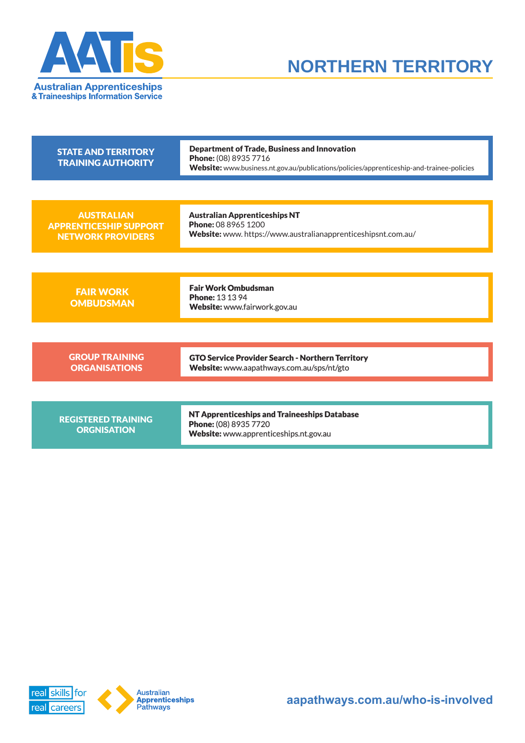# NORTHERN TERRITORY

| | |
|---|---|
| **STATE AND TERRITORY TRAINING AUTHORITY** | **Department of Trade, Business and Innovation**<br>**Phone:** (08) 8935 7716<br>**Website:** www.business.nt.gov.au/publications/policies/apprenticeship-and-trainee-policies |
| **AUSTRALIAN APPRENTICESHIP SUPPORT NETWORK PROVIDERS** | **Australian Apprenticeships NT**<br>**Phone:** 08 8965 1200<br>**Website:** www. https://www.australianapprenticeshipsnt.com.au/ |
| **FAIR WORK OMBUDSMAN** | **Fair Work Ombudsman**<br>**Phone:** 13 13 94<br>**Website:** www.fairwork.gov.au |
| **GROUP TRAINING ORGANISATIONS** | **GTO Service Provider Search - Northern Territory**<br>**Website:** www.aapathways.com.au/sps/nt/gto |
| **REGISTERED TRAINING ORGNISATION** | **NT Apprenticeships and Traineeships Database**<br>**Phone:** (08) 8935 7720<br>**Website:** www.apprenticeships.nt.gov.au |

aapathways.com.au/who-is-involved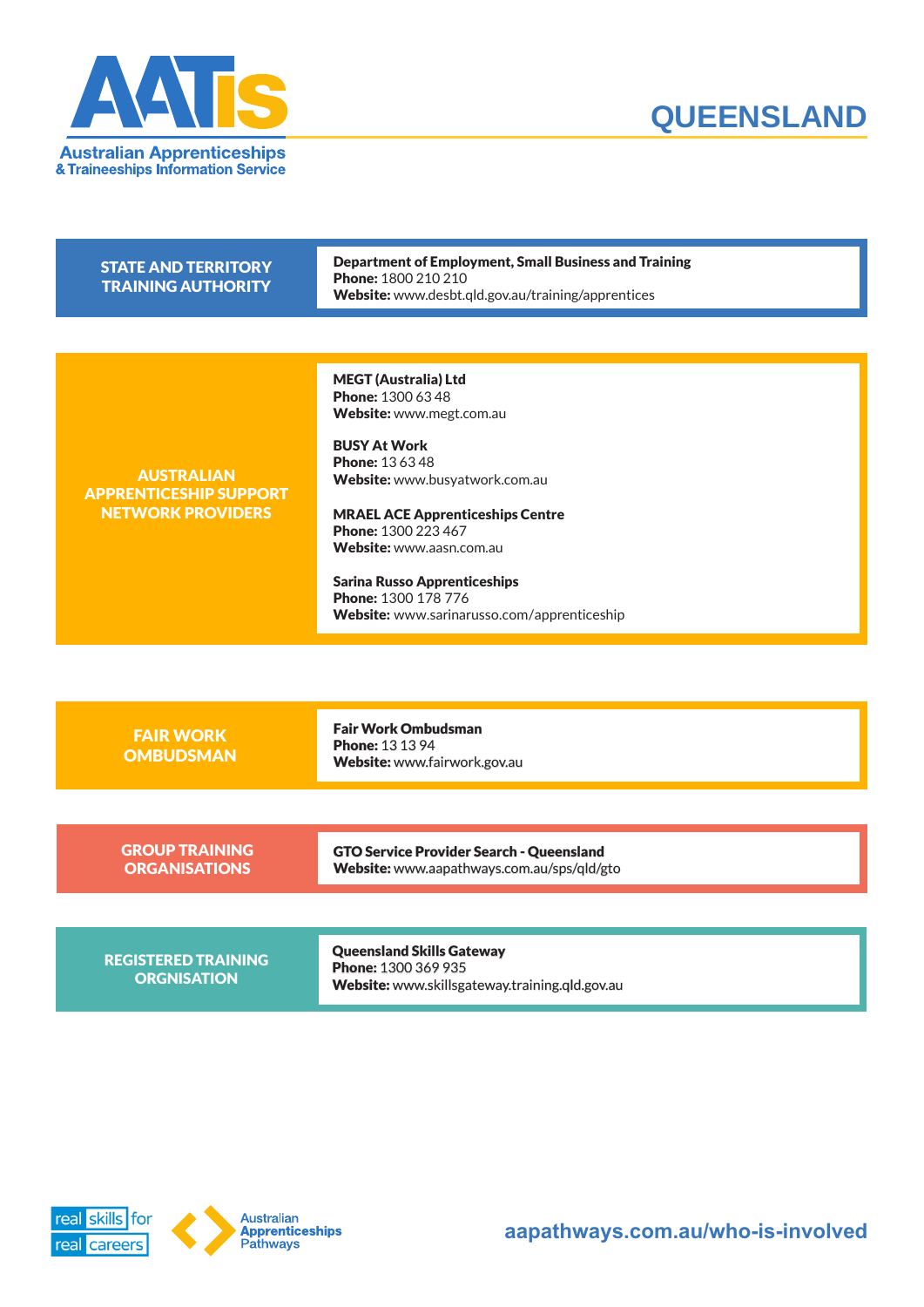**AATIS**

**Australian Apprenticeships & Traineeships Information Service**

# QUEENSLAND

## STATE AND TERRITORY TRAINING AUTHORITY

**Department of Employment, Small Business and Training**
**Phone:** 1800 210 210
**Website:** www.desbt.qld.gov.au/training/apprentices

## AUSTRALIAN APPRENTICESHIP SUPPORT NETWORK PROVIDERS

**MEGT (Australia) Ltd**
**Phone:** 1300 63 48
**Website:** www.megt.com.au

**BUSY At Work**
**Phone:** 13 63 48
**Website:** www.busyatwork.com.au

**MRAEL ACE Apprenticeships Centre**
**Phone:** 1300 223 467
**Website:** www.aasn.com.au

**Sarina Russo Apprenticeships**
**Phone:** 1300 178 776
**Website:** www.sarinarusso.com/apprenticeship

## FAIR WORK OMBUDSMAN

**Fair Work Ombudsman**
**Phone:** 13 13 94
**Website:** www.fairwork.gov.au

## GROUP TRAINING ORGANISATIONS

**GTO Service Provider Search - Queensland**
**Website:** www.aapathways.com.au/sps/qld/gto

## REGISTERED TRAINING ORGNISATION

**Queensland Skills Gateway**
**Phone:** 1300 369 935
**Website:** www.skillsgateway.training.qld.gov.au

real skills for real careers

Australian Apprenticeships Pathways

aapathways.com.au/who-is-involved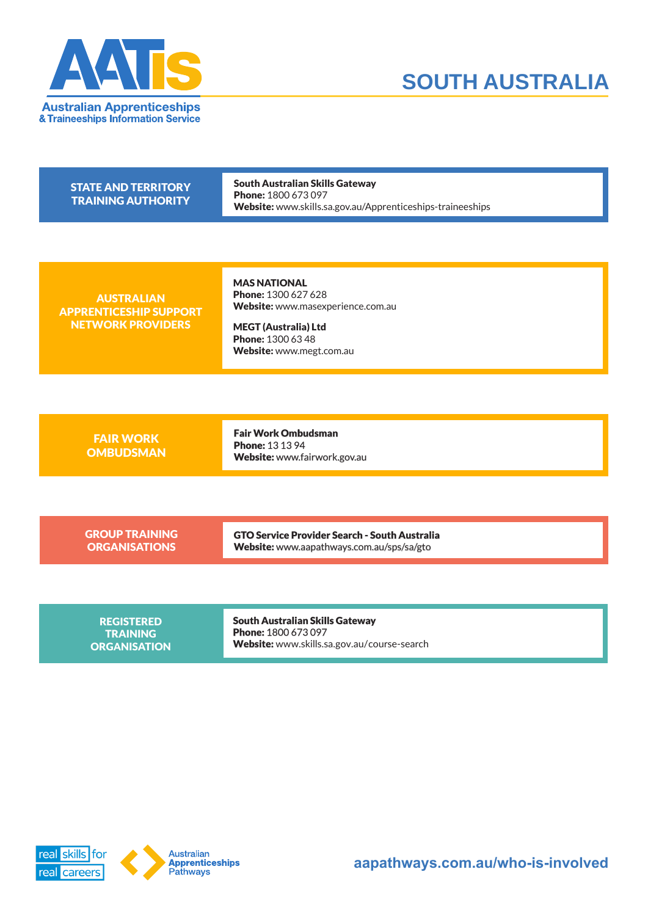Australian Apprenticeships & Traineeships Information Service

# SOUTH AUSTRALIA

| STATE AND TERRITORY TRAINING AUTHORITY | **South Australian Skills Gateway**<br>**Phone:** 1800 673 097<br>**Website:** www.skills.sa.gov.au/Apprenticeships-traineeships |
|---|---|
| **AUSTRALIAN APPRENTICESHIP SUPPORT NETWORK PROVIDERS** | **MAS NATIONAL**<br>**Phone:** 1300 627 628<br>**Website:** www.masexperience.com.au<br><br>**MEGT (Australia) Ltd**<br>**Phone:** 1300 63 48<br>**Website:** www.megt.com.au |
| **FAIR WORK OMBUDSMAN** | **Fair Work Ombudsman**<br>**Phone:** 13 13 94<br>**Website:** www.fairwork.gov.au |
| **GROUP TRAINING ORGANISATIONS** | **GTO Service Provider Search - South Australia**<br>**Website:** www.aapathways.com.au/sps/sa/gto |
| **REGISTERED TRAINING ORGANISATION** | **South Australian Skills Gateway**<br>**Phone:** 1800 673 097<br>**Website:** www.skills.sa.gov.au/course-search |

real skills for real careers

Australian Apprenticeships Pathways

aapathways.com.au/who-is-involved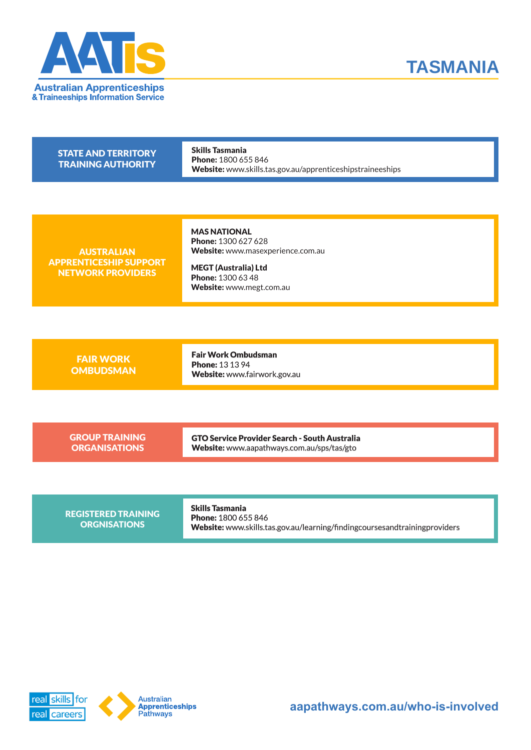# TASMANIA

Australian Apprenticeships & Traineeships Information Service

## STATE AND TERRITORY TRAINING AUTHORITY

**Skills Tasmania**
**Phone:** 1800 655 846
**Website:** www.skills.tas.gov.au/apprenticeshipstraineeships

## AUSTRALIAN APPRENTICESHIP SUPPORT NETWORK PROVIDERS

**MAS NATIONAL**
**Phone:** 1300 627 628
**Website:** www.masexperience.com.au

**MEGT (Australia) Ltd**
**Phone:** 1300 63 48
**Website:** www.megt.com.au

## FAIR WORK OMBUDSMAN

**Fair Work Ombudsman**
**Phone:** 13 13 94
**Website:** www.fairwork.gov.au

## GROUP TRAINING ORGANISATIONS

**GTO Service Provider Search - South Australia**
**Website:** www.aapathways.com.au/sps/tas/gto

## REGISTERED TRAINING ORGNISATIONS

**Skills Tasmania**
**Phone:** 1800 655 846
**Website:** www.skills.tas.gov.au/learning/findingcoursesandtrainingproviders

real skills for real careers

Australian Apprenticeships Pathways

aapathways.com.au/who-is-involved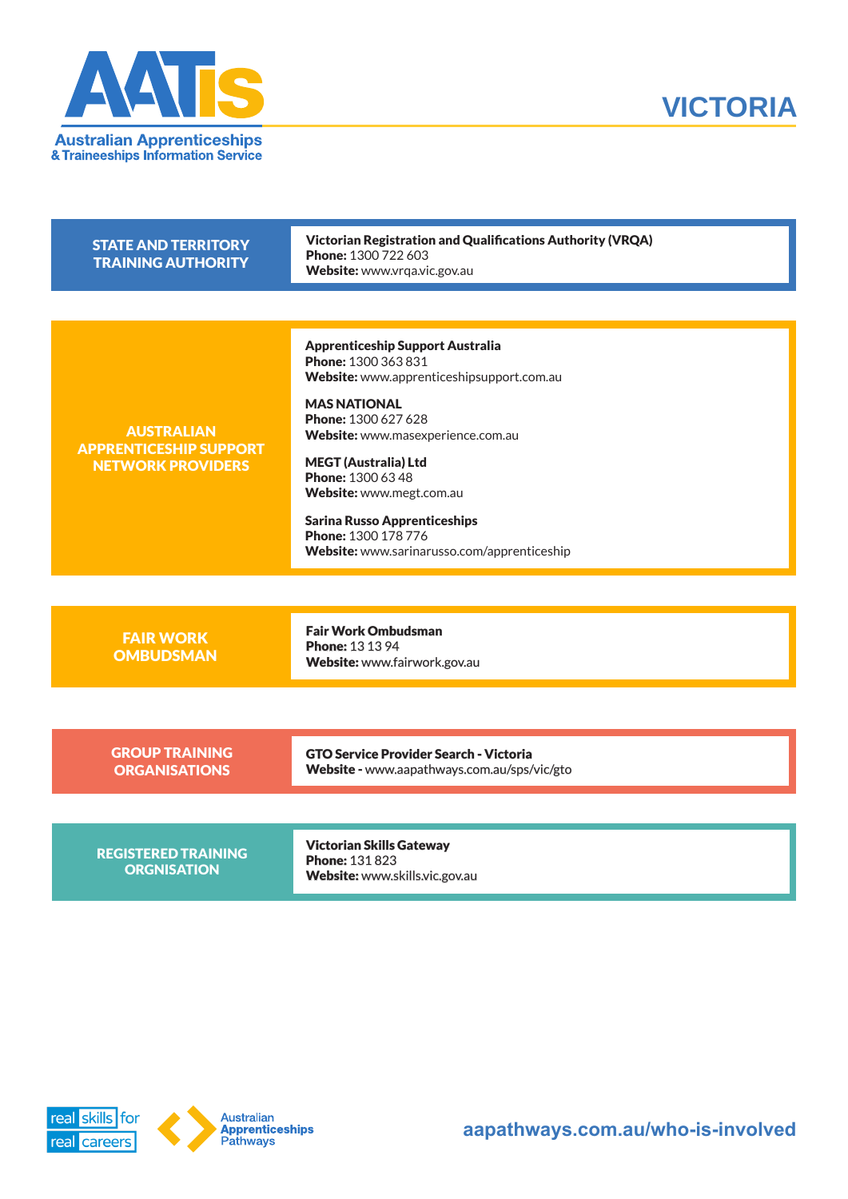Australian Apprenticeships & Traineeships Information Service

# VICTORIA

| STATE AND TERRITORY TRAINING AUTHORITY | **Victorian Registration and Qualifications Authority (VRQA)**<br>**Phone:** 1300 722 603<br>**Website:** www.vrqa.vic.gov.au |
|---|---|

| AUSTRALIAN APPRENTICESHIP SUPPORT NETWORK PROVIDERS | |
|---|---|
| | **Apprenticeship Support Australia**<br>**Phone:** 1300 363 831<br>**Website:** www.apprenticeshipsupport.com.au |
| | **MAS NATIONAL**<br>**Phone:** 1300 627 628<br>**Website:** www.masexperience.com.au |
| | **MEGT (Australia) Ltd**<br>**Phone:** 1300 63 48<br>**Website:** www.megt.com.au |
| | **Sarina Russo Apprenticeships**<br>**Phone:** 1300 178 776<br>**Website:** www.sarinarusso.com/apprenticeship |

| FAIR WORK OMBUDSMAN | **Fair Work Ombudsman**<br>**Phone:** 13 13 94<br>**Website:** www.fairwork.gov.au |
|---|---|

| GROUP TRAINING ORGANISATIONS | **GTO Service Provider Search - Victoria**<br>**Website -** www.aapathways.com.au/sps/vic/gto |
|---|---|

| REGISTERED TRAINING ORGNISATION | **Victorian Skills Gateway**<br>**Phone:** 131 823<br>**Website:** www.skills.vic.gov.au |
|---|---|

real skills for real careers

Australian Apprenticeships Pathways

aapathways.com.au/who-is-involved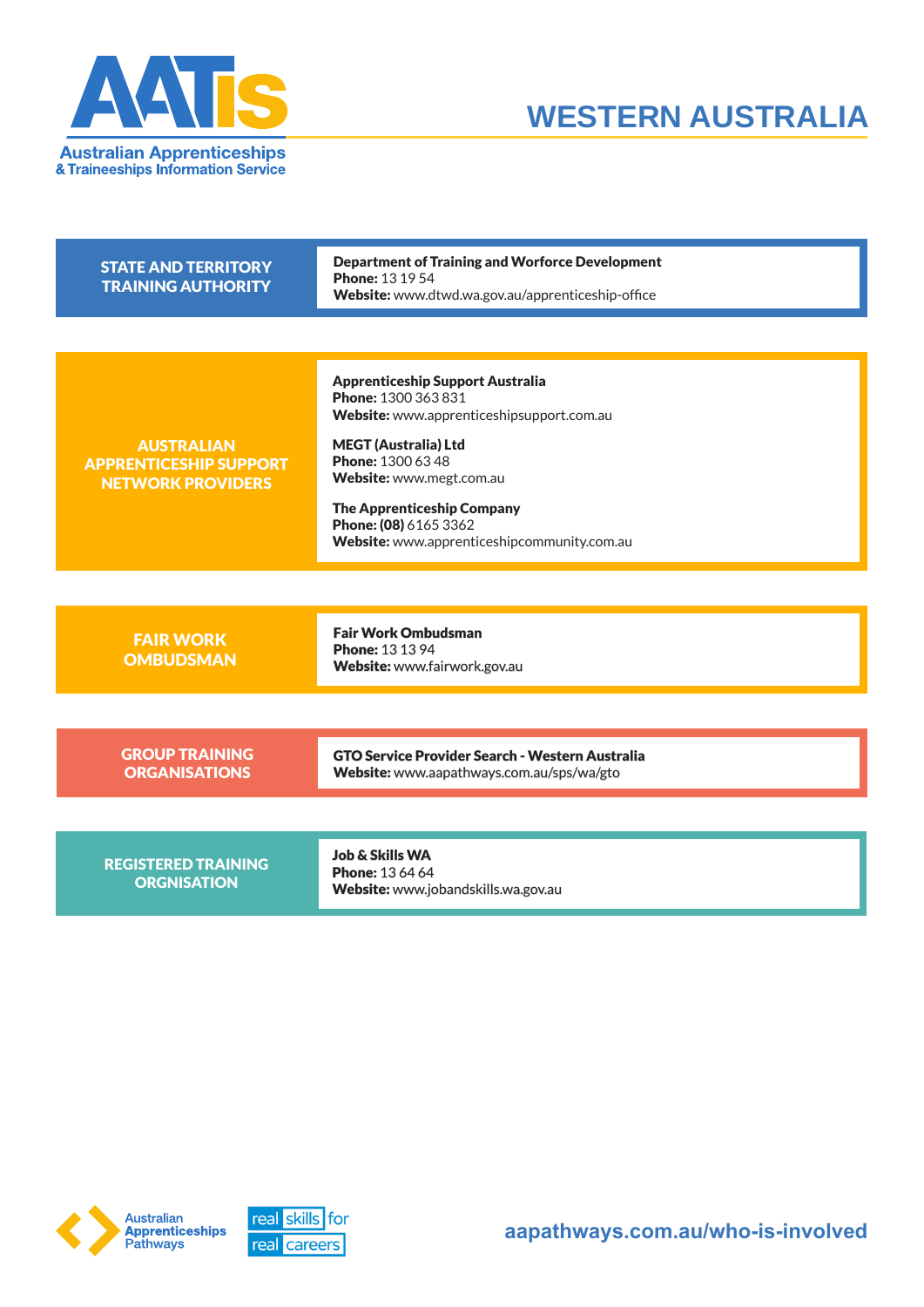Australian Apprenticeships & Traineeships Information Service

# WESTERN AUSTRALIA

| | |
|---|---|
| **STATE AND TERRITORY TRAINING AUTHORITY** | **Department of Training and Workforce Development**<br>**Phone:** 13 19 54<br>**Website:** www.dtwd.wa.gov.au/apprenticeship-office |
| **AUSTRALIAN APPRENTICESHIP SUPPORT NETWORK PROVIDERS** | **Apprenticeship Support Australia**<br>**Phone:** 1300 363 831<br>**Website:** www.apprenticeshipsupport.com.au<br><br>**MEGT (Australia) Ltd**<br>**Phone:** 1300 63 48<br>**Website:** www.megt.com.au<br><br>**The Apprenticeship Company**<br>**Phone: (08)** 6165 3362<br>**Website:** www.apprenticeshipcommunity.com.au |
| **FAIR WORK OMBUDSMAN** | **Fair Work Ombudsman**<br>**Phone:** 13 13 94<br>**Website:** www.fairwork.gov.au |
| **GROUP TRAINING ORGANISATIONS** | **GTO Service Provider Search - Western Australia**<br>**Website:** www.aapathways.com.au/sps/wa/gto |
| **REGISTERED TRAINING ORGNISATION** | **Job & Skills WA**<br>**Phone:** 13 64 64<br>**Website:** www.jobandskills.wa.gov.au |

Australian Apprenticeships Pathways

real skills for real careers

aapathways.com.au/who-is-involved